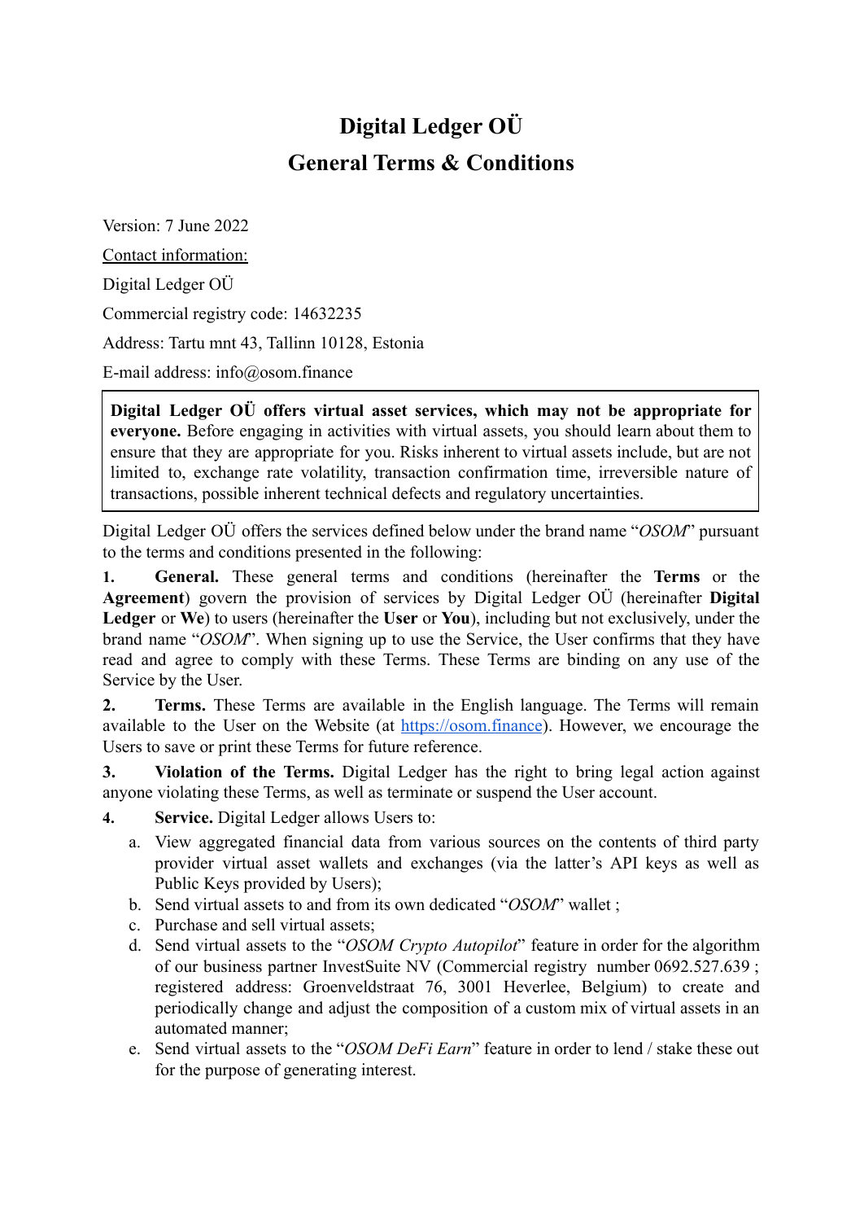# Digital Ledger OÜ
# General Terms & Conditions

Version: 7 June 2022

Contact information:

Digital Ledger OÜ

Commercial registry code: 14632235

Address: Tartu mnt 43, Tallinn 10128, Estonia

E-mail address: info@osom.finance

> **Digital Ledger OÜ offers virtual asset services, which may not be appropriate for everyone.** Before engaging in activities with virtual assets, you should learn about them to ensure that they are appropriate for you. Risks inherent to virtual assets include, but are not limited to, exchange rate volatility, transaction confirmation time, irreversible nature of transactions, possible inherent technical defects and regulatory uncertainties.

Digital Ledger OÜ offers the services defined below under the brand name "*OSOM*" pursuant to the terms and conditions presented in the following:

**1. General.** These general terms and conditions (hereinafter the **Terms** or the **Agreement**) govern the provision of services by Digital Ledger OÜ (hereinafter **Digital Ledger** or **We**) to users (hereinafter the **User** or **You**), including but not exclusively, under the brand name "*OSOM*". When signing up to use the Service, the User confirms that they have read and agree to comply with these Terms. These Terms are binding on any use of the Service by the User.

**2. Terms.** These Terms are available in the English language. The Terms will remain available to the User on the Website (at [https://osom.finance](https://osom.finance)). However, we encourage the Users to save or print these Terms for future reference.

**3. Violation of the Terms.** Digital Ledger has the right to bring legal action against anyone violating these Terms, as well as terminate or suspend the User account.

**4. Service.** Digital Ledger allows Users to:

a. View aggregated financial data from various sources on the contents of third party provider virtual asset wallets and exchanges (via the latter's API keys as well as Public Keys provided by Users);

b. Send virtual assets to and from its own dedicated "*OSOM*" wallet ;

c. Purchase and sell virtual assets;

d. Send virtual assets to the "*OSOM Crypto Autopilot*" feature in order for the algorithm of our business partner InvestSuite NV (Commercial registry number 0692.527.639 ; registered address: Groenveldstraat 76, 3001 Heverlee, Belgium) to create and periodically change and adjust the composition of a custom mix of virtual assets in an automated manner;

e. Send virtual assets to the "*OSOM DeFi Earn*" feature in order to lend / stake these out for the purpose of generating interest.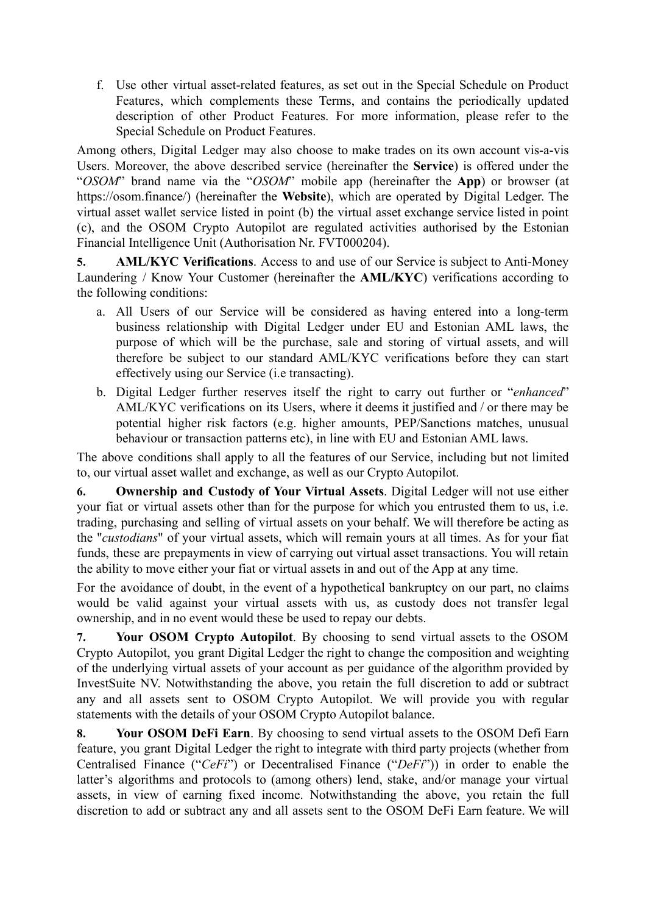f. Use other virtual asset-related features, as set out in the Special Schedule on Product Features, which complements these Terms, and contains the periodically updated description of other Product Features. For more information, please refer to the Special Schedule on Product Features.

Among others, Digital Ledger may also choose to make trades on its own account vis-a-vis Users. Moreover, the above described service (hereinafter the **Service**) is offered under the "*OSOM*" brand name via the "*OSOM*" mobile app (hereinafter the **App**) or browser (at https://osom.finance/) (hereinafter the **Website**), which are operated by Digital Ledger. The virtual asset wallet service listed in point (b) the virtual asset exchange service listed in point (c), and the OSOM Crypto Autopilot are regulated activities authorised by the Estonian Financial Intelligence Unit (Authorisation Nr. FVT000204).

**5. AML/KYC Verifications**. Access to and use of our Service is subject to Anti-Money Laundering / Know Your Customer (hereinafter the **AML/KYC**) verifications according to the following conditions:

a. All Users of our Service will be considered as having entered into a long-term business relationship with Digital Ledger under EU and Estonian AML laws, the purpose of which will be the purchase, sale and storing of virtual assets, and will therefore be subject to our standard AML/KYC verifications before they can start effectively using our Service (i.e transacting).

b. Digital Ledger further reserves itself the right to carry out further or "*enhanced*" AML/KYC verifications on its Users, where it deems it justified and / or there may be potential higher risk factors (e.g. higher amounts, PEP/Sanctions matches, unusual behaviour or transaction patterns etc), in line with EU and Estonian AML laws.

The above conditions shall apply to all the features of our Service, including but not limited to, our virtual asset wallet and exchange, as well as our Crypto Autopilot.

**6. Ownership and Custody of Your Virtual Assets**. Digital Ledger will not use either your fiat or virtual assets other than for the purpose for which you entrusted them to us, i.e. trading, purchasing and selling of virtual assets on your behalf. We will therefore be acting as the "*custodians*" of your virtual assets, which will remain yours at all times. As for your fiat funds, these are prepayments in view of carrying out virtual asset transactions. You will retain the ability to move either your fiat or virtual assets in and out of the App at any time.

For the avoidance of doubt, in the event of a hypothetical bankruptcy on our part, no claims would be valid against your virtual assets with us, as custody does not transfer legal ownership, and in no event would these be used to repay our debts.

**7. Your OSOM Crypto Autopilot**. By choosing to send virtual assets to the OSOM Crypto Autopilot, you grant Digital Ledger the right to change the composition and weighting of the underlying virtual assets of your account as per guidance of the algorithm provided by InvestSuite NV. Notwithstanding the above, you retain the full discretion to add or subtract any and all assets sent to OSOM Crypto Autopilot. We will provide you with regular statements with the details of your OSOM Crypto Autopilot balance.

**8. Your OSOM DeFi Earn**. By choosing to send virtual assets to the OSOM Defi Earn feature, you grant Digital Ledger the right to integrate with third party projects (whether from Centralised Finance ("*CeFi*") or Decentralised Finance ("*DeFi*")) in order to enable the latter's algorithms and protocols to (among others) lend, stake, and/or manage your virtual assets, in view of earning fixed income. Notwithstanding the above, you retain the full discretion to add or subtract any and all assets sent to the OSOM DeFi Earn feature. We will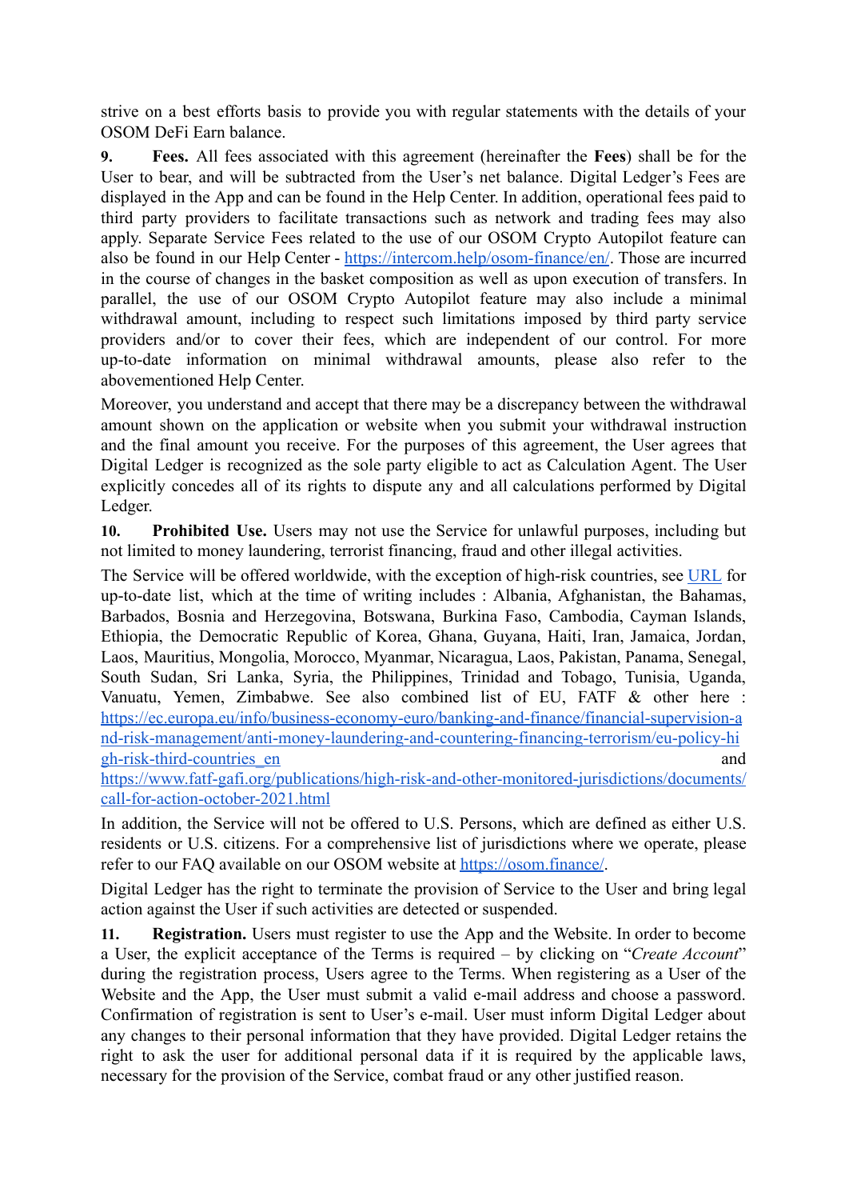strive on a best efforts basis to provide you with regular statements with the details of your OSOM DeFi Earn balance.

**9. Fees.** All fees associated with this agreement (hereinafter the **Fees**) shall be for the User to bear, and will be subtracted from the User's net balance. Digital Ledger's Fees are displayed in the App and can be found in the Help Center. In addition, operational fees paid to third party providers to facilitate transactions such as network and trading fees may also apply. Separate Service Fees related to the use of our OSOM Crypto Autopilot feature can also be found in our Help Center - https://intercom.help/osom-finance/en/. Those are incurred in the course of changes in the basket composition as well as upon execution of transfers. In parallel, the use of our OSOM Crypto Autopilot feature may also include a minimal withdrawal amount, including to respect such limitations imposed by third party service providers and/or to cover their fees, which are independent of our control. For more up-to-date information on minimal withdrawal amounts, please also refer to the abovementioned Help Center.

Moreover, you understand and accept that there may be a discrepancy between the withdrawal amount shown on the application or website when you submit your withdrawal instruction and the final amount you receive. For the purposes of this agreement, the User agrees that Digital Ledger is recognized as the sole party eligible to act as Calculation Agent. The User explicitly concedes all of its rights to dispute any and all calculations performed by Digital Ledger.

**10. Prohibited Use.** Users may not use the Service for unlawful purposes, including but not limited to money laundering, terrorist financing, fraud and other illegal activities.

The Service will be offered worldwide, with the exception of high-risk countries, see URL for up-to-date list, which at the time of writing includes : Albania, Afghanistan, the Bahamas, Barbados, Bosnia and Herzegovina, Botswana, Burkina Faso, Cambodia, Cayman Islands, Ethiopia, the Democratic Republic of Korea, Ghana, Guyana, Haiti, Iran, Jamaica, Jordan, Laos, Mauritius, Mongolia, Morocco, Myanmar, Nicaragua, Laos, Pakistan, Panama, Senegal, South Sudan, Sri Lanka, Syria, the Philippines, Trinidad and Tobago, Tunisia, Uganda, Vanuatu, Yemen, Zimbabwe. See also combined list of EU, FATF & other here : https://ec.europa.eu/info/business-economy-euro/banking-and-finance/financial-supervision-and-risk-management/anti-money-laundering-and-countering-financing-terrorism/eu-policy-high-risk-third-countries_en and https://www.fatf-gafi.org/publications/high-risk-and-other-monitored-jurisdictions/documents/call-for-action-october-2021.html

In addition, the Service will not be offered to U.S. Persons, which are defined as either U.S. residents or U.S. citizens. For a comprehensive list of jurisdictions where we operate, please refer to our FAQ available on our OSOM website at https://osom.finance/.

Digital Ledger has the right to terminate the provision of Service to the User and bring legal action against the User if such activities are detected or suspended.

**11. Registration.** Users must register to use the App and the Website. In order to become a User, the explicit acceptance of the Terms is required – by clicking on "*Create Account*" during the registration process, Users agree to the Terms. When registering as a User of the Website and the App, the User must submit a valid e-mail address and choose a password. Confirmation of registration is sent to User's e-mail. User must inform Digital Ledger about any changes to their personal information that they have provided. Digital Ledger retains the right to ask the user for additional personal data if it is required by the applicable laws, necessary for the provision of the Service, combat fraud or any other justified reason.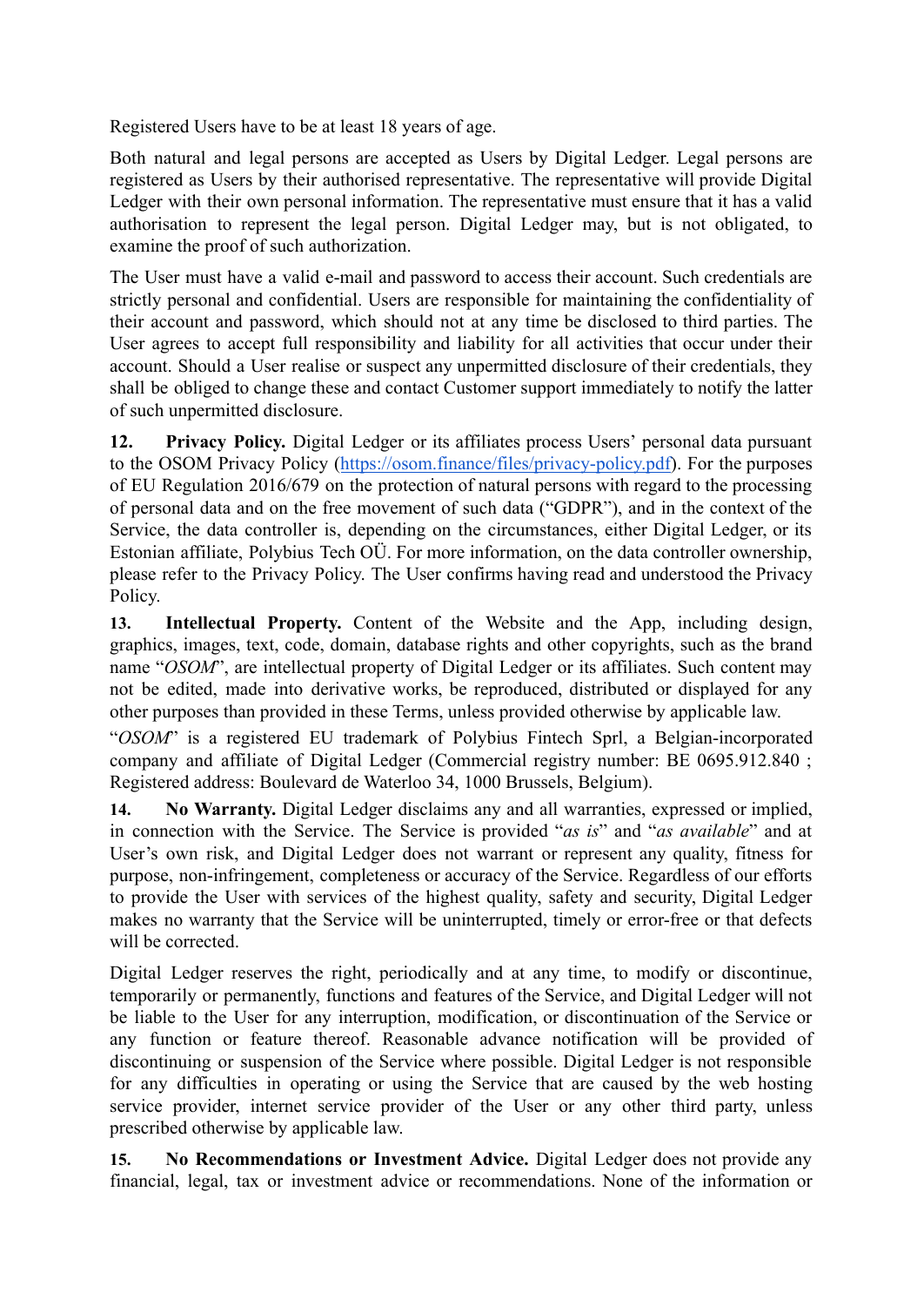Registered Users have to be at least 18 years of age.

Both natural and legal persons are accepted as Users by Digital Ledger. Legal persons are registered as Users by their authorised representative. The representative will provide Digital Ledger with their own personal information. The representative must ensure that it has a valid authorisation to represent the legal person. Digital Ledger may, but is not obligated, to examine the proof of such authorization.

The User must have a valid e-mail and password to access their account. Such credentials are strictly personal and confidential. Users are responsible for maintaining the confidentiality of their account and password, which should not at any time be disclosed to third parties. The User agrees to accept full responsibility and liability for all activities that occur under their account. Should a User realise or suspect any unpermitted disclosure of their credentials, they shall be obliged to change these and contact Customer support immediately to notify the latter of such unpermitted disclosure.

**12. Privacy Policy.** Digital Ledger or its affiliates process Users' personal data pursuant to the OSOM Privacy Policy ([https://osom.finance/files/privacy-policy.pdf](https://osom.finance/files/privacy-policy.pdf)). For the purposes of EU Regulation 2016/679 on the protection of natural persons with regard to the processing of personal data and on the free movement of such data ("GDPR"), and in the context of the Service, the data controller is, depending on the circumstances, either Digital Ledger, or its Estonian affiliate, Polybius Tech OÜ. For more information, on the data controller ownership, please refer to the Privacy Policy. The User confirms having read and understood the Privacy Policy.

**13. Intellectual Property.** Content of the Website and the App, including design, graphics, images, text, code, domain, database rights and other copyrights, such as the brand name "*OSOM*", are intellectual property of Digital Ledger or its affiliates. Such content may not be edited, made into derivative works, be reproduced, distributed or displayed for any other purposes than provided in these Terms, unless provided otherwise by applicable law.

"*OSOM*" is a registered EU trademark of Polybius Fintech Sprl, a Belgian-incorporated company and affiliate of Digital Ledger (Commercial registry number: BE 0695.912.840 ; Registered address: Boulevard de Waterloo 34, 1000 Brussels, Belgium).

**14. No Warranty.** Digital Ledger disclaims any and all warranties, expressed or implied, in connection with the Service. The Service is provided "*as is*" and "*as available*" and at User's own risk, and Digital Ledger does not warrant or represent any quality, fitness for purpose, non-infringement, completeness or accuracy of the Service. Regardless of our efforts to provide the User with services of the highest quality, safety and security, Digital Ledger makes no warranty that the Service will be uninterrupted, timely or error-free or that defects will be corrected.

Digital Ledger reserves the right, periodically and at any time, to modify or discontinue, temporarily or permanently, functions and features of the Service, and Digital Ledger will not be liable to the User for any interruption, modification, or discontinuation of the Service or any function or feature thereof. Reasonable advance notification will be provided of discontinuing or suspension of the Service where possible. Digital Ledger is not responsible for any difficulties in operating or using the Service that are caused by the web hosting service provider, internet service provider of the User or any other third party, unless prescribed otherwise by applicable law.

**15. No Recommendations or Investment Advice.** Digital Ledger does not provide any financial, legal, tax or investment advice or recommendations. None of the information or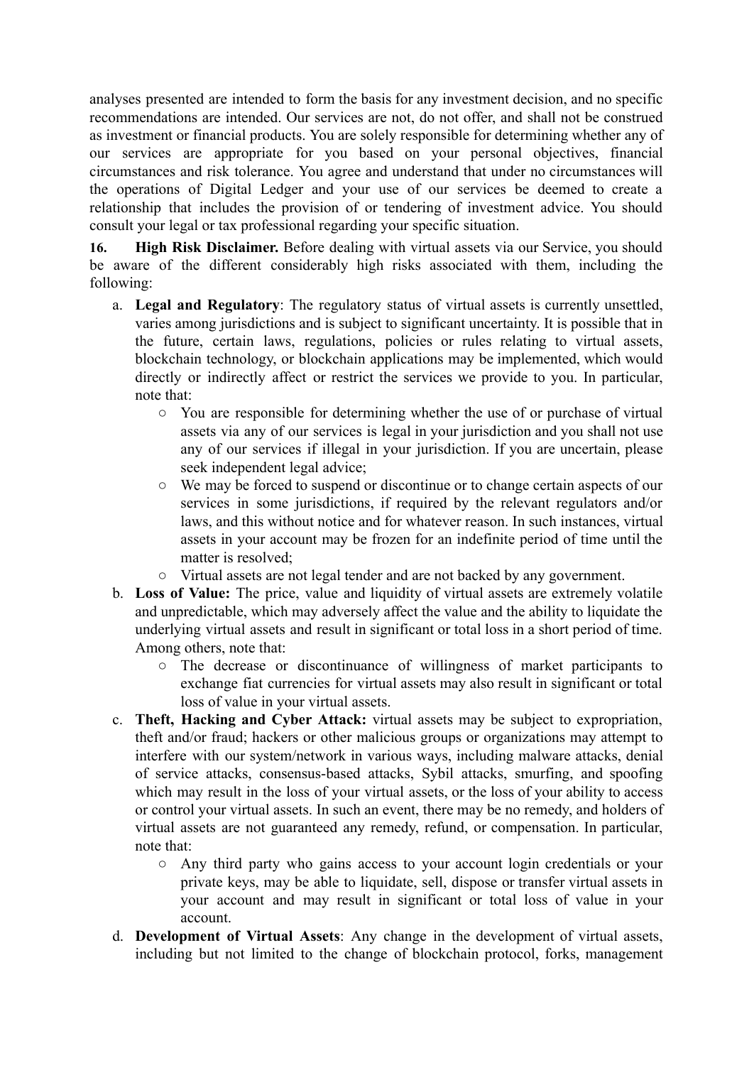analyses presented are intended to form the basis for any investment decision, and no specific recommendations are intended. Our services are not, do not offer, and shall not be construed as investment or financial products. You are solely responsible for determining whether any of our services are appropriate for you based on your personal objectives, financial circumstances and risk tolerance. You agree and understand that under no circumstances will the operations of Digital Ledger and your use of our services be deemed to create a relationship that includes the provision of or tendering of investment advice. You should consult your legal or tax professional regarding your specific situation.

**16. High Risk Disclaimer.** Before dealing with virtual assets via our Service, you should be aware of the different considerably high risks associated with them, including the following:

a. **Legal and Regulatory**: The regulatory status of virtual assets is currently unsettled, varies among jurisdictions and is subject to significant uncertainty. It is possible that in the future, certain laws, regulations, policies or rules relating to virtual assets, blockchain technology, or blockchain applications may be implemented, which would directly or indirectly affect or restrict the services we provide to you. In particular, note that:
   - You are responsible for determining whether the use of or purchase of virtual assets via any of our services is legal in your jurisdiction and you shall not use any of our services if illegal in your jurisdiction. If you are uncertain, please seek independent legal advice;
   - We may be forced to suspend or discontinue or to change certain aspects of our services in some jurisdictions, if required by the relevant regulators and/or laws, and this without notice and for whatever reason. In such instances, virtual assets in your account may be frozen for an indefinite period of time until the matter is resolved;
   - Virtual assets are not legal tender and are not backed by any government.

b. **Loss of Value:** The price, value and liquidity of virtual assets are extremely volatile and unpredictable, which may adversely affect the value and the ability to liquidate the underlying virtual assets and result in significant or total loss in a short period of time. Among others, note that:
   - The decrease or discontinuance of willingness of market participants to exchange fiat currencies for virtual assets may also result in significant or total loss of value in your virtual assets.

c. **Theft, Hacking and Cyber Attack:** virtual assets may be subject to expropriation, theft and/or fraud; hackers or other malicious groups or organizations may attempt to interfere with our system/network in various ways, including malware attacks, denial of service attacks, consensus-based attacks, Sybil attacks, smurfing, and spoofing which may result in the loss of your virtual assets, or the loss of your ability to access or control your virtual assets. In such an event, there may be no remedy, and holders of virtual assets are not guaranteed any remedy, refund, or compensation. In particular, note that:
   - Any third party who gains access to your account login credentials or your private keys, may be able to liquidate, sell, dispose or transfer virtual assets in your account and may result in significant or total loss of value in your account.

d. **Development of Virtual Assets**: Any change in the development of virtual assets, including but not limited to the change of blockchain protocol, forks, management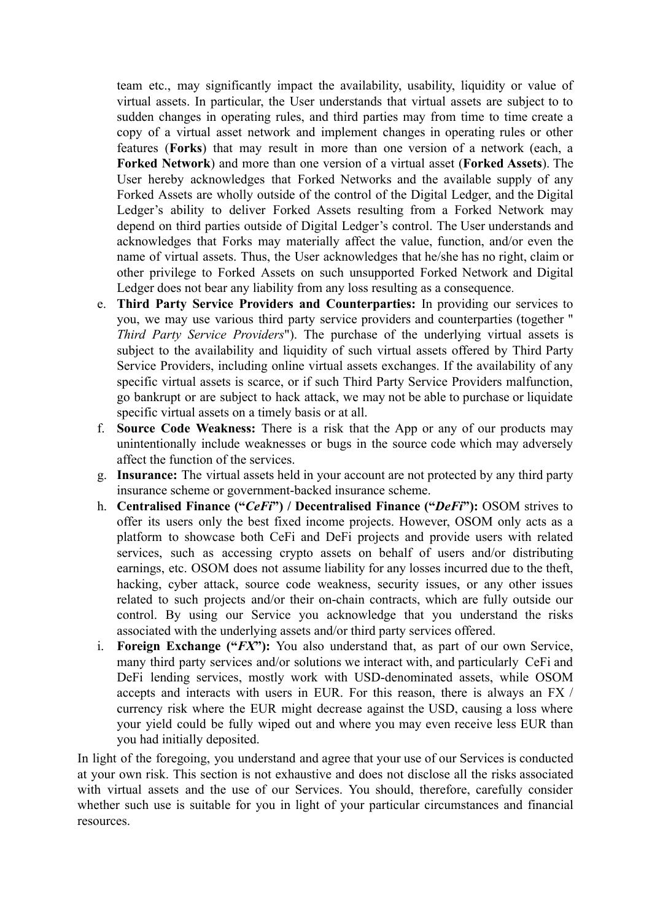team etc., may significantly impact the availability, usability, liquidity or value of virtual assets. In particular, the User understands that virtual assets are subject to to sudden changes in operating rules, and third parties may from time to time create a copy of a virtual asset network and implement changes in operating rules or other features (**Forks**) that may result in more than one version of a network (each, a **Forked Network**) and more than one version of a virtual asset (**Forked Assets**). The User hereby acknowledges that Forked Networks and the available supply of any Forked Assets are wholly outside of the control of the Digital Ledger, and the Digital Ledger's ability to deliver Forked Assets resulting from a Forked Network may depend on third parties outside of Digital Ledger's control. The User understands and acknowledges that Forks may materially affect the value, function, and/or even the name of virtual assets. Thus, the User acknowledges that he/she has no right, claim or other privilege to Forked Assets on such unsupported Forked Network and Digital Ledger does not bear any liability from any loss resulting as a consequence.

e. **Third Party Service Providers and Counterparties:** In providing our services to you, we may use various third party service providers and counterparties (together "*Third Party Service Providers*"). The purchase of the underlying virtual assets is subject to the availability and liquidity of such virtual assets offered by Third Party Service Providers, including online virtual assets exchanges. If the availability of any specific virtual assets is scarce, or if such Third Party Service Providers malfunction, go bankrupt or are subject to hack attack, we may not be able to purchase or liquidate specific virtual assets on a timely basis or at all.
f. **Source Code Weakness:** There is a risk that the App or any of our products may unintentionally include weaknesses or bugs in the source code which may adversely affect the function of the services.
g. **Insurance:** The virtual assets held in your account are not protected by any third party insurance scheme or government-backed insurance scheme.
h. **Centralised Finance ("*CeFi*") / Decentralised Finance ("*DeFi*"):** OSOM strives to offer its users only the best fixed income projects. However, OSOM only acts as a platform to showcase both CeFi and DeFi projects and provide users with related services, such as accessing crypto assets on behalf of users and/or distributing earnings, etc. OSOM does not assume liability for any losses incurred due to the theft, hacking, cyber attack, source code weakness, security issues, or any other issues related to such projects and/or their on-chain contracts, which are fully outside our control. By using our Service you acknowledge that you understand the risks associated with the underlying assets and/or third party services offered.
i. **Foreign Exchange ("*FX*"):** You also understand that, as part of our own Service, many third party services and/or solutions we interact with, and particularly CeFi and DeFi lending services, mostly work with USD-denominated assets, while OSOM accepts and interacts with users in EUR. For this reason, there is always an FX / currency risk where the EUR might decrease against the USD, causing a loss where your yield could be fully wiped out and where you may even receive less EUR than you had initially deposited.

In light of the foregoing, you understand and agree that your use of our Services is conducted at your own risk. This section is not exhaustive and does not disclose all the risks associated with virtual assets and the use of our Services. You should, therefore, carefully consider whether such use is suitable for you in light of your particular circumstances and financial resources.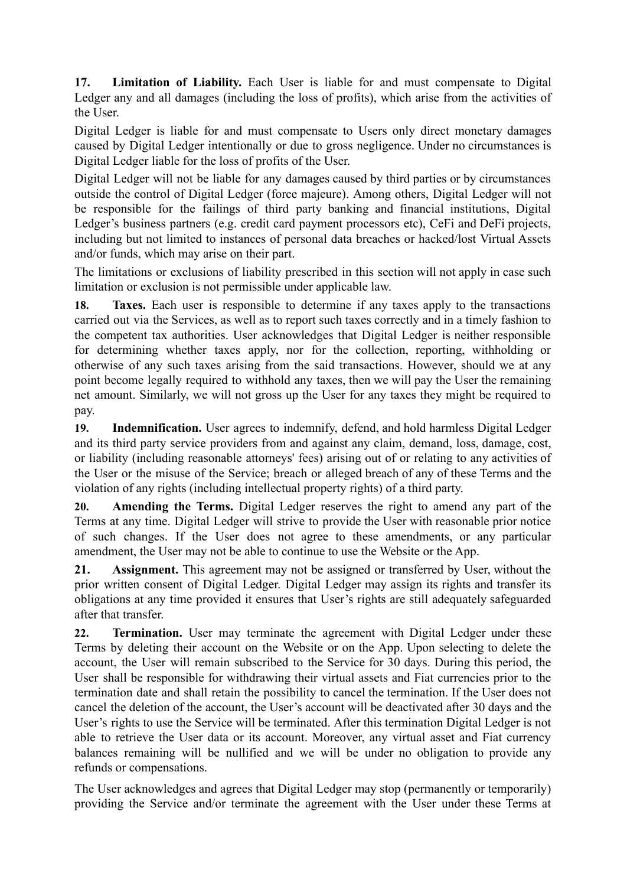**17. Limitation of Liability.** Each User is liable for and must compensate to Digital Ledger any and all damages (including the loss of profits), which arise from the activities of the User.

Digital Ledger is liable for and must compensate to Users only direct monetary damages caused by Digital Ledger intentionally or due to gross negligence. Under no circumstances is Digital Ledger liable for the loss of profits of the User.

Digital Ledger will not be liable for any damages caused by third parties or by circumstances outside the control of Digital Ledger (force majeure). Among others, Digital Ledger will not be responsible for the failings of third party banking and financial institutions, Digital Ledger's business partners (e.g. credit card payment processors etc), CeFi and DeFi projects, including but not limited to instances of personal data breaches or hacked/lost Virtual Assets and/or funds, which may arise on their part.

The limitations or exclusions of liability prescribed in this section will not apply in case such limitation or exclusion is not permissible under applicable law.

**18. Taxes.** Each user is responsible to determine if any taxes apply to the transactions carried out via the Services, as well as to report such taxes correctly and in a timely fashion to the competent tax authorities. User acknowledges that Digital Ledger is neither responsible for determining whether taxes apply, nor for the collection, reporting, withholding or otherwise of any such taxes arising from the said transactions. However, should we at any point become legally required to withhold any taxes, then we will pay the User the remaining net amount. Similarly, we will not gross up the User for any taxes they might be required to pay.

**19. Indemnification.** User agrees to indemnify, defend, and hold harmless Digital Ledger and its third party service providers from and against any claim, demand, loss, damage, cost, or liability (including reasonable attorneys' fees) arising out of or relating to any activities of the User or the misuse of the Service; breach or alleged breach of any of these Terms and the violation of any rights (including intellectual property rights) of a third party.

**20. Amending the Terms.** Digital Ledger reserves the right to amend any part of the Terms at any time. Digital Ledger will strive to provide the User with reasonable prior notice of such changes. If the User does not agree to these amendments, or any particular amendment, the User may not be able to continue to use the Website or the App.

**21. Assignment.** This agreement may not be assigned or transferred by User, without the prior written consent of Digital Ledger. Digital Ledger may assign its rights and transfer its obligations at any time provided it ensures that User's rights are still adequately safeguarded after that transfer.

**22. Termination.** User may terminate the agreement with Digital Ledger under these Terms by deleting their account on the Website or on the App. Upon selecting to delete the account, the User will remain subscribed to the Service for 30 days. During this period, the User shall be responsible for withdrawing their virtual assets and Fiat currencies prior to the termination date and shall retain the possibility to cancel the termination. If the User does not cancel the deletion of the account, the User's account will be deactivated after 30 days and the User's rights to use the Service will be terminated. After this termination Digital Ledger is not able to retrieve the User data or its account. Moreover, any virtual asset and Fiat currency balances remaining will be nullified and we will be under no obligation to provide any refunds or compensations.

The User acknowledges and agrees that Digital Ledger may stop (permanently or temporarily) providing the Service and/or terminate the agreement with the User under these Terms at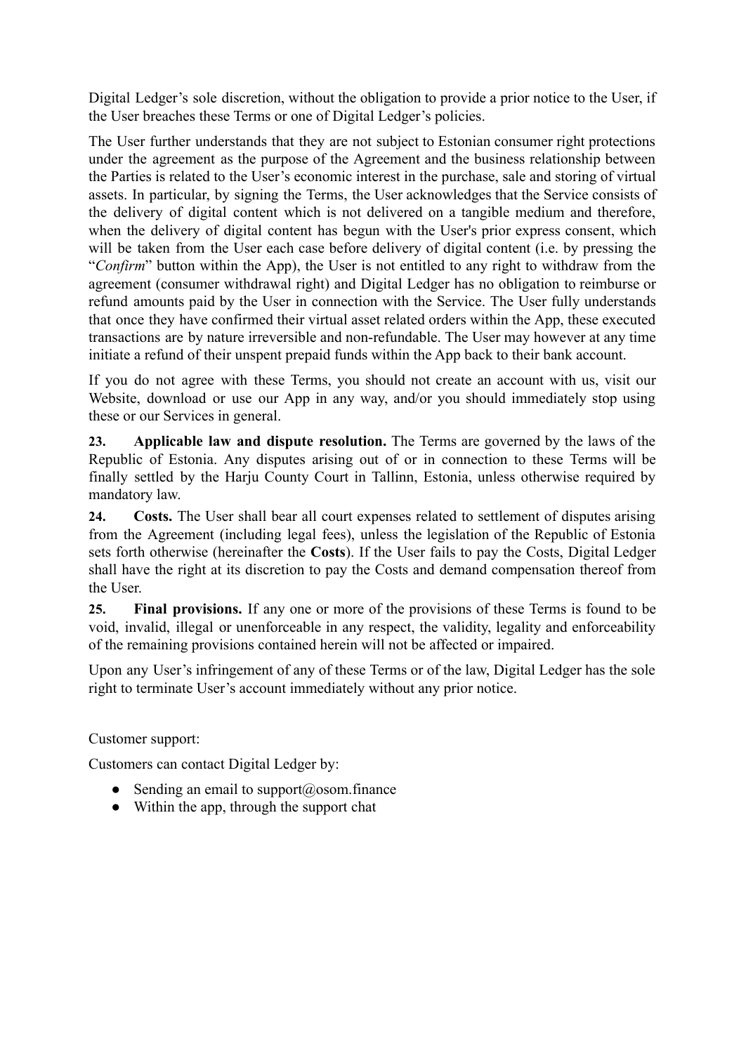Digital Ledger's sole discretion, without the obligation to provide a prior notice to the User, if the User breaches these Terms or one of Digital Ledger's policies.

The User further understands that they are not subject to Estonian consumer right protections under the agreement as the purpose of the Agreement and the business relationship between the Parties is related to the User's economic interest in the purchase, sale and storing of virtual assets. In particular, by signing the Terms, the User acknowledges that the Service consists of the delivery of digital content which is not delivered on a tangible medium and therefore, when the delivery of digital content has begun with the User's prior express consent, which will be taken from the User each case before delivery of digital content (i.e. by pressing the "*Confirm*" button within the App), the User is not entitled to any right to withdraw from the agreement (consumer withdrawal right) and Digital Ledger has no obligation to reimburse or refund amounts paid by the User in connection with the Service. The User fully understands that once they have confirmed their virtual asset related orders within the App, these executed transactions are by nature irreversible and non-refundable. The User may however at any time initiate a refund of their unspent prepaid funds within the App back to their bank account.

If you do not agree with these Terms, you should not create an account with us, visit our Website, download or use our App in any way, and/or you should immediately stop using these or our Services in general.

**23. Applicable law and dispute resolution.** The Terms are governed by the laws of the Republic of Estonia. Any disputes arising out of or in connection to these Terms will be finally settled by the Harju County Court in Tallinn, Estonia, unless otherwise required by mandatory law.

**24. Costs.** The User shall bear all court expenses related to settlement of disputes arising from the Agreement (including legal fees), unless the legislation of the Republic of Estonia sets forth otherwise (hereinafter the **Costs**). If the User fails to pay the Costs, Digital Ledger shall have the right at its discretion to pay the Costs and demand compensation thereof from the User.

**25. Final provisions.** If any one or more of the provisions of these Terms is found to be void, invalid, illegal or unenforceable in any respect, the validity, legality and enforceability of the remaining provisions contained herein will not be affected or impaired.

Upon any User's infringement of any of these Terms or of the law, Digital Ledger has the sole right to terminate User's account immediately without any prior notice.

Customer support:

Customers can contact Digital Ledger by:

- Sending an email to support@osom.finance
- Within the app, through the support chat